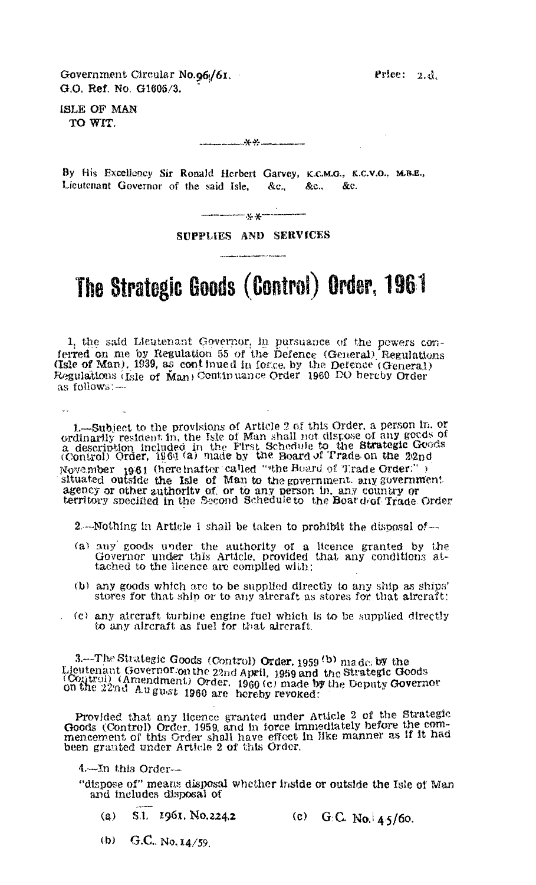Government Circular No.96/61.
G.O. Ref. No. G1606/3.

Price: 2.d.

ISLE OF MAN
TO WIT.

---

By His Excellency Sir Ronald Herbert Garvey, K.C.M.G., K.C.V.O., M.B.E., Lieutenant Governor of the said Isle, &c., &c., &c.

---

**SUPPLIES AND SERVICES**

# The Strategic Goods (Control) Order, 1961

I, the said Lieutenant Governor, in pursuance of the powers conferred on me by Regulation 55 of the Defence (General) Regulations (Isle of Man), 1939, as continued in force by the Defence (General) Regulations (Isle of Man) Continuance Order 1960 DO hereby Order as follows:—

1.—Subject to the provisions of Article 2 of this Order, a person in, or ordinarily resident in, the Isle of Man shall not dispose of any goods of a description included in the First Schedule to the Strategic Goods (Control) Order, 1961 (a) made by the Board of Trade on the 22nd November 1961 (hereinafter called "the Board of Trade Order:") situated outside the Isle of Man to the government, any government agency or other authority of, or to any person in, any country or territory specified in the Second Schedule to the Board of Trade Order

2.—Nothing in Article 1 shall be taken to prohibit the disposal of—

(a) any goods under the authority of a licence granted by the Governor under this Article, provided that any conditions attached to the licence are complied with;

(b) any goods which are to be supplied directly to any ship as ships' stores for that ship or to any aircraft as stores for that aircraft;

(c) any aircraft turbine engine fuel which is to be supplied directly to any aircraft as fuel for that aircraft.

3.—The Strategic Goods (Control) Order, 1959 (b) made by the Lieutenant Governor on the 22nd April, 1959 and the Strategic Goods (Control) (Amendment) Order, 1960 (c) made by the Deputy Governor on the 22nd August 1960 are hereby revoked:

Provided that any licence granted under Article 2 of the Strategic Goods (Control) Order, 1959, and in force immediately before the commencement of this Order shall have effect in like manner as if it had been granted under Article 2 of this Order.

4.—In this Order—

"dispose of" means disposal whether inside or outside the Isle of Man and includes disposal of

(a) S.I. 1961, No.2242

(b) G.C. No. 14/59.

(c) G.C. No. 45/60.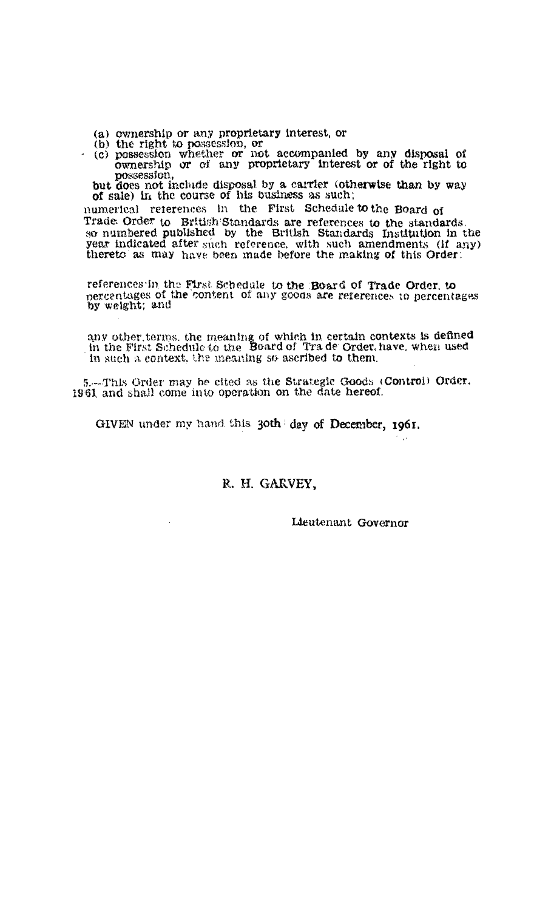(a) ownership or any proprietary interest, or
(b) the right to possession, or
(c) possession whether or not accompanied by any disposal of ownership or of any proprietary interest or of the right to possession,

but does not include disposal by a carrier (otherwise than by way of sale) in the course of his business as such;

numerical references in the First Schedule to the Board of Trade Order to British Standards are references to the standards so numbered published by the British Standards Institution in the year indicated after such reference, with such amendments (if any) thereto as may have been made before the making of this Order;

references in the First Schedule to the Board of Trade Order, to percentages of the content of any goods are references to percentages by weight; and

any other terms, the meaning of which in certain contexts is defined in the First Schedule to the Board of Trade Order, have, when used in such a context, the meaning so ascribed to them.

5.—This Order may be cited as the Strategic Goods (Control) Order, 1961, and shall come into operation on the date hereof.

GIVEN under my hand this 30th day of December, 1961.

R. H. GARVEY,

Lieutenant Governor